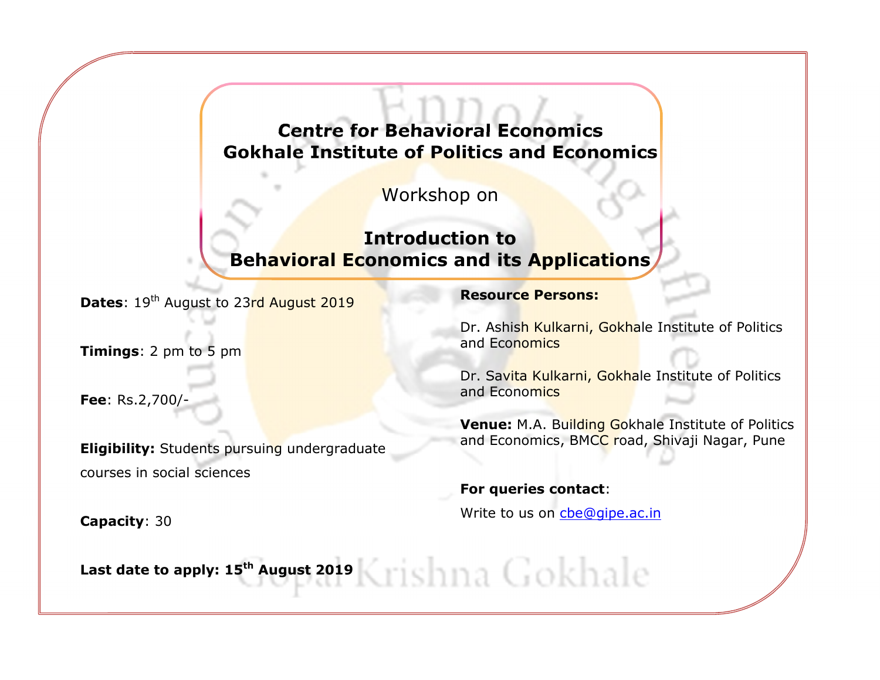# Centre for Behavioral Economics
# Gokhale Institute of Politics and Economics

Workshop on

## Introduction to Behavioral Economics and its Applications

**Dates**: 19th August to 23rd August 2019

**Timings**: 2 pm to 5 pm

**Fee**: Rs.2,700/-

**Eligibility:** Students pursuing undergraduate courses in social sciences

**Capacity**: 30

**Last date to apply: 15th August 2019**

**Resource Persons:**

Dr. Ashish Kulkarni, Gokhale Institute of Politics and Economics

Dr. Savita Kulkarni, Gokhale Institute of Politics and Economics

**Venue:** M.A. Building Gokhale Institute of Politics and Economics, BMCC road, Shivaji Nagar, Pune

**For queries contact**:

Write to us on cbe@gipe.ac.in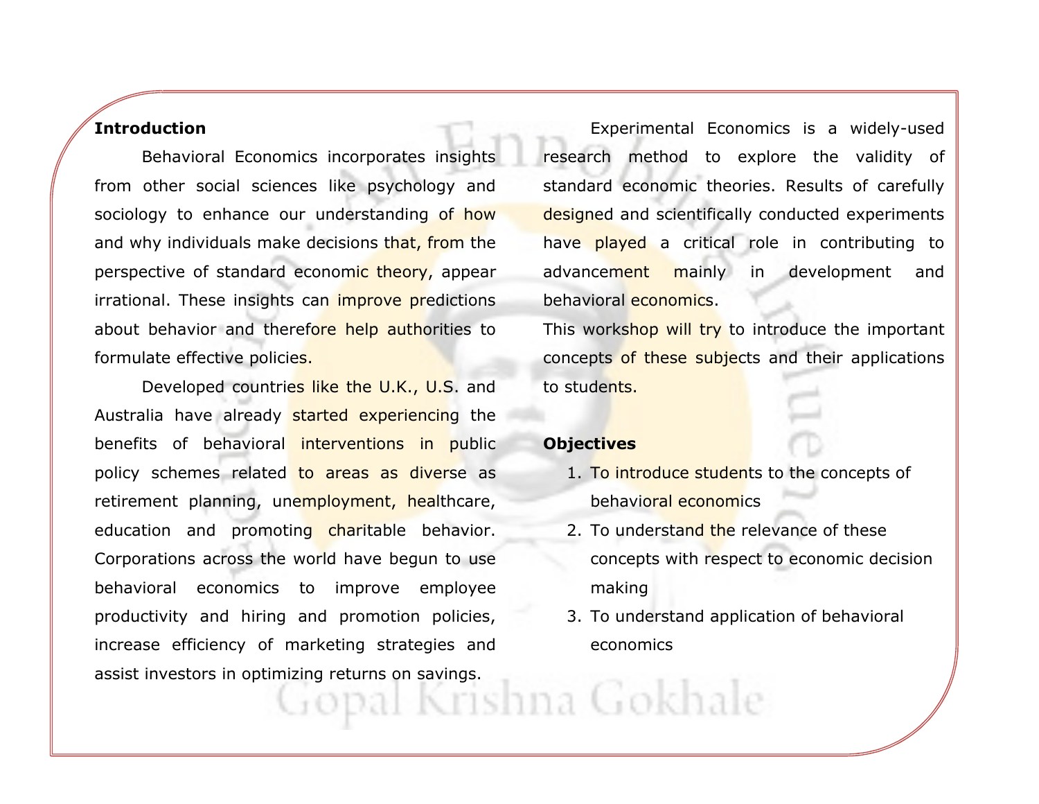## Introduction

Behavioral Economics incorporates insights from other social sciences like psychology and sociology to enhance our understanding of how and why individuals make decisions that, from the perspective of standard economic theory, appear irrational. These insights can improve predictions about behavior and therefore help authorities to formulate effective policies.

Developed countries like the U.K., U.S. and Australia have already started experiencing the benefits of behavioral interventions in public policy schemes related to areas as diverse as retirement planning, unemployment, healthcare, education and promoting charitable behavior. Corporations across the world have begun to use behavioral economics to improve employee productivity and hiring and promotion policies, increase efficiency of marketing strategies and assist investors in optimizing returns on savings.

Experimental Economics is a widely-used research method to explore the validity of standard economic theories. Results of carefully designed and scientifically conducted experiments have played a critical role in contributing to advancement mainly in development and behavioral economics.

This workshop will try to introduce the important concepts of these subjects and their applications to students.

## Objectives

1. To introduce students to the concepts of behavioral economics
2. To understand the relevance of these concepts with respect to economic decision making
3. To understand application of behavioral economics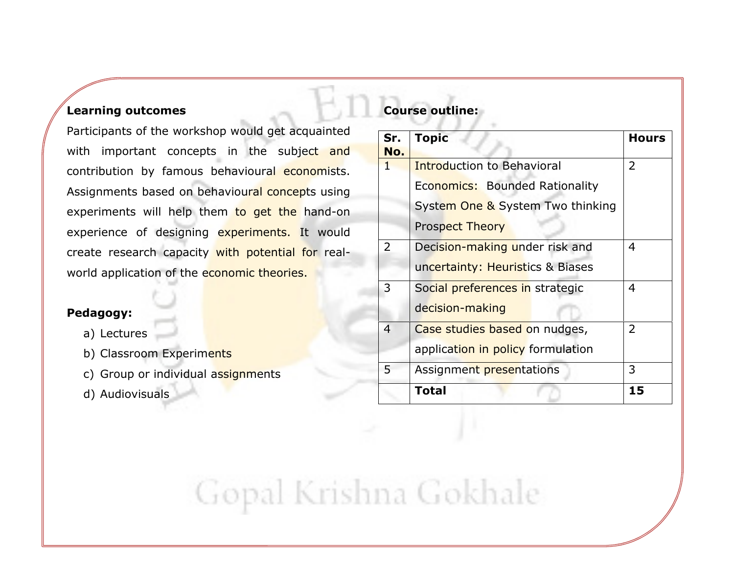**Learning outcomes**

Participants of the workshop would get acquainted with important concepts in the subject and contribution by famous behavioural economists. Assignments based on behavioural concepts using experiments will help them to get the hand-on experience of designing experiments. It would create research capacity with potential for real-world application of the economic theories.

**Pedagogy:**

a) Lectures
b) Classroom Experiments
c) Group or individual assignments
d) Audiovisuals

**Course outline:**

| Sr. No. | Topic | Hours |
|---|---|---|
| 1 | Introduction to Behavioral Economics: Bounded Rationality System One & System Two thinking Prospect Theory | 2 |
| 2 | Decision-making under risk and uncertainty: Heuristics & Biases | 4 |
| 3 | Social preferences in strategic decision-making | 4 |
| 4 | Case studies based on nudges, application in policy formulation | 2 |
| 5 | Assignment presentations | 3 |
| | **Total** | **15** |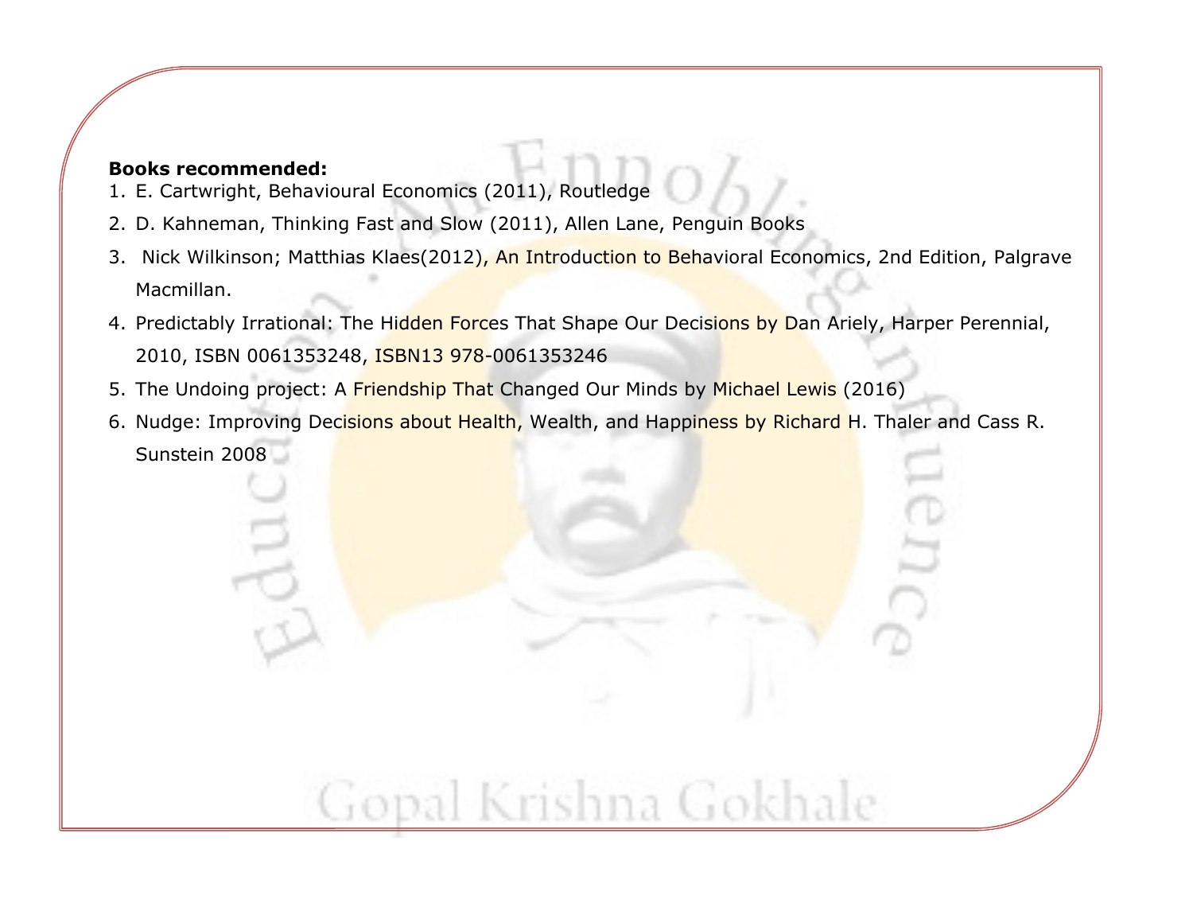**Books recommended:**

1. E. Cartwright, Behavioural Economics (2011), Routledge
2. D. Kahneman, Thinking Fast and Slow (2011), Allen Lane, Penguin Books
3. Nick Wilkinson; Matthias Klaes(2012), An Introduction to Behavioral Economics, 2nd Edition, Palgrave Macmillan.
4. Predictably Irrational: The Hidden Forces That Shape Our Decisions by Dan Ariely, Harper Perennial, 2010, ISBN 0061353248, ISBN13 978-0061353246
5. The Undoing project: A Friendship That Changed Our Minds by Michael Lewis (2016)
6. Nudge: Improving Decisions about Health, Wealth, and Happiness by Richard H. Thaler and Cass R. Sunstein 2008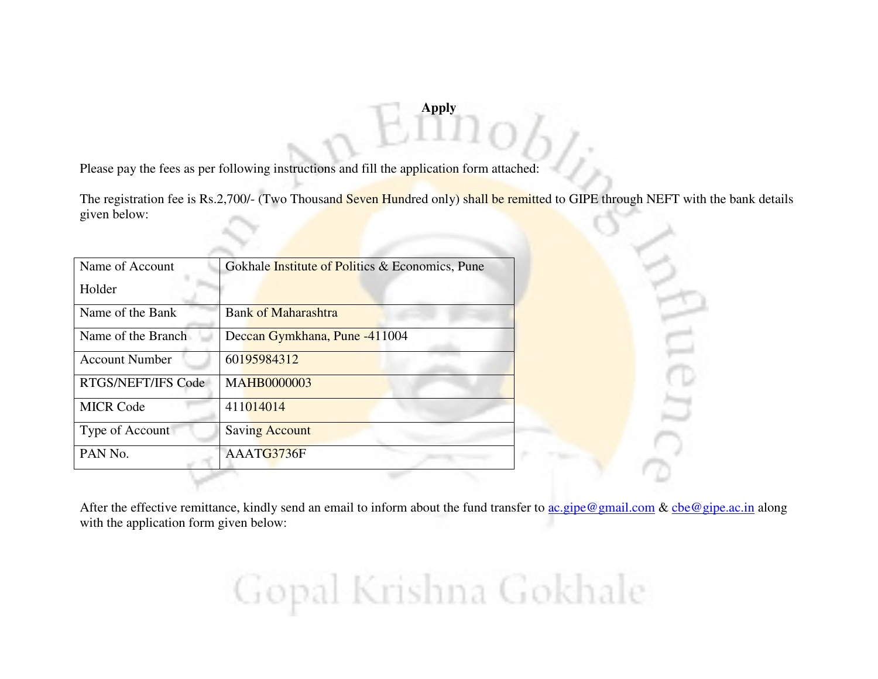# Apply

Please pay the fees as per following instructions and fill the application form attached:

The registration fee is Rs.2,700/- (Two Thousand Seven Hundred only) shall be remitted to GIPE through NEFT with the bank details given below:

| Name of Account Holder | Gokhale Institute of Politics & Economics, Pune |
|---|---|
| Name of the Bank | Bank of Maharashtra |
| Name of the Branch | Deccan Gymkhana, Pune -411004 |
| Account Number | 60195984312 |
| RTGS/NEFT/IFS Code | MAHB0000003 |
| MICR Code | 411014014 |
| Type of Account | Saving Account |
| PAN No. | AAATG3736F |

After the effective remittance, kindly send an email to inform about the fund transfer to ac.gipe@gmail.com & cbe@gipe.ac.in along with the application form given below: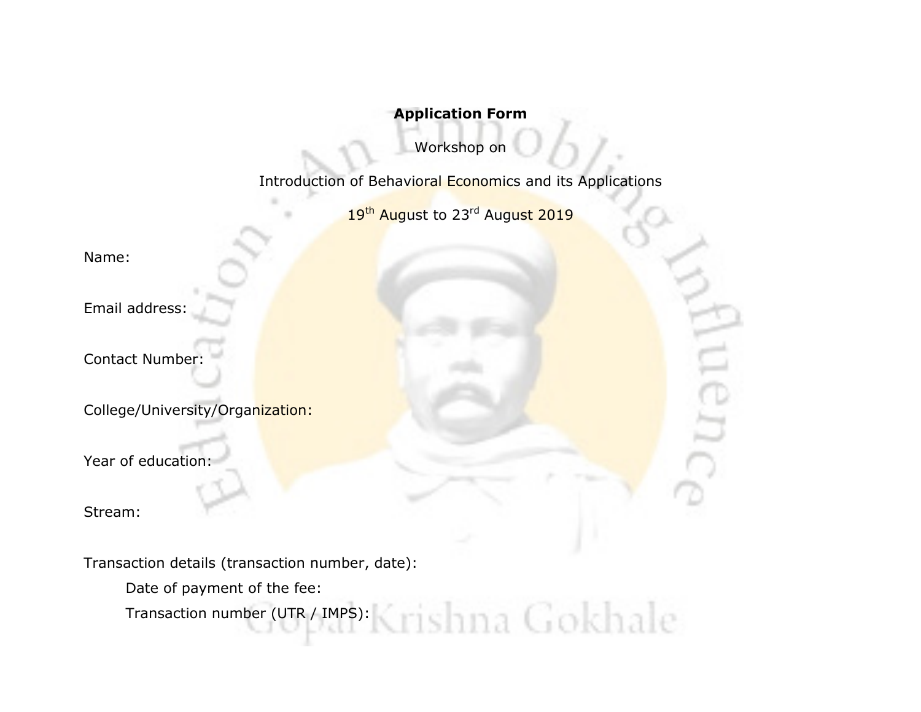**Application Form**

Workshop on

Introduction of Behavioral Economics and its Applications

$19^{th}$ August to $23^{rd}$ August 2019

Name:

Email address:

Contact Number:

College/University/Organization:

Year of education:

Stream:

Transaction details (transaction number, date):

Date of payment of the fee:

Transaction number (UTR / IMPS):